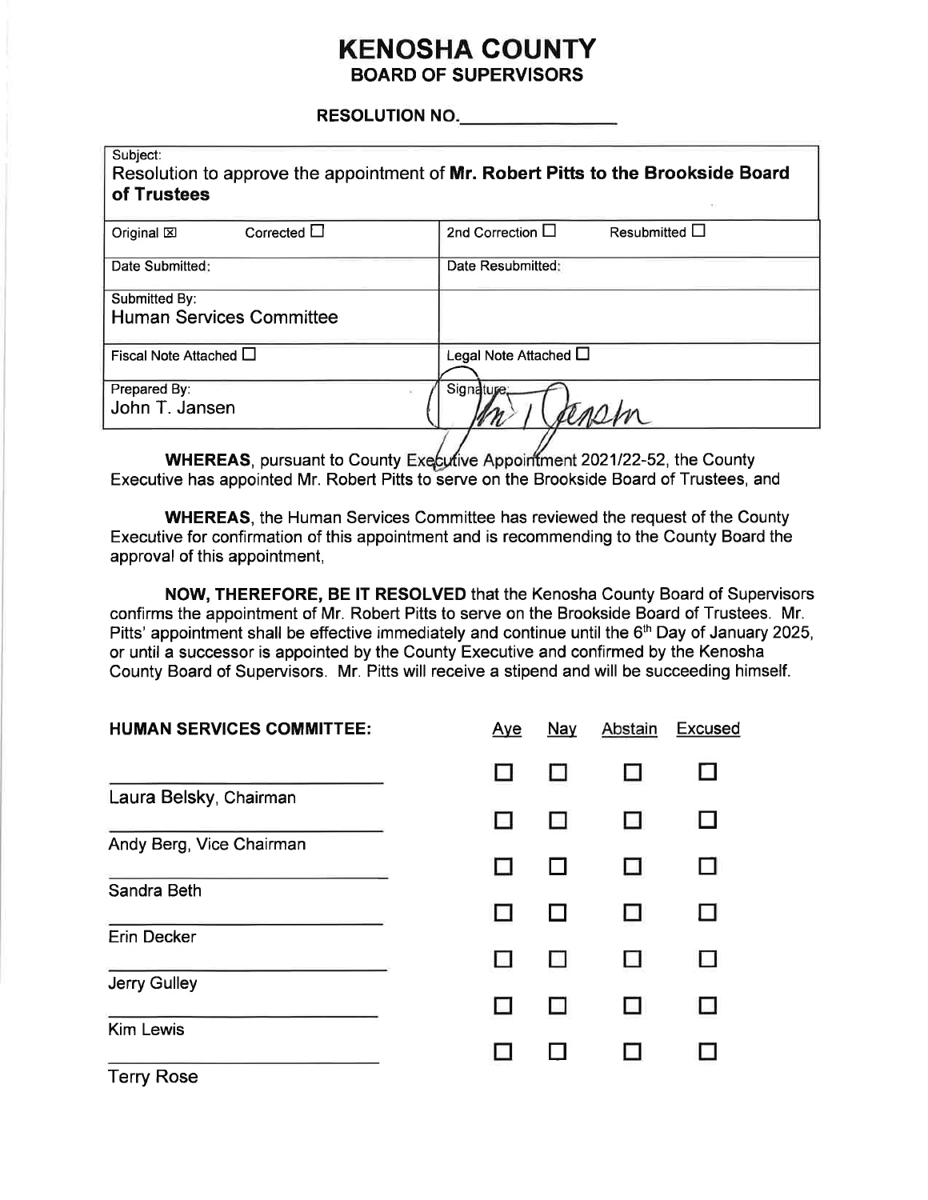# KENOSHA COUNTY

## BOARD OF SUPERVISORS

**RESOLUTION NO.________________**

| Subject: Resolution to approve the appointment of **Mr. Robert Pitts to the Brookside Board of Trustees** | |
|---|---|
| Original ☒ Corrected ☐ | 2nd Correction ☐ Resubmitted ☐ |
| Date Submitted: | Date Resubmitted: |
| Submitted By: Human Services Committee | |
| Fiscal Note Attached ☐ | Legal Note Attached ☐ |
| Prepared By: John T. Jansen | Signature: John T. Jansen |

**WHEREAS**, pursuant to County Executive Appointment 2021/22-52, the County Executive has appointed Mr. Robert Pitts to serve on the Brookside Board of Trustees, and

**WHEREAS**, the Human Services Committee has reviewed the request of the County Executive for confirmation of this appointment and is recommending to the County Board the approval of this appointment,

**NOW, THEREFORE, BE IT RESOLVED** that the Kenosha County Board of Supervisors confirms the appointment of Mr. Robert Pitts to serve on the Brookside Board of Trustees. Mr. Pitts' appointment shall be effective immediately and continue until the 6th Day of January 2025, or until a successor is appointed by the County Executive and confirmed by the Kenosha County Board of Supervisors. Mr. Pitts will receive a stipend and will be succeeding himself.

| **HUMAN SERVICES COMMITTEE:** | Aye | Nay | Abstain | Excused |
|---|---|---|---|---|
| ______________________ Laura Belsky, Chairman | ☐ | ☐ | ☐ | ☐ |
| ______________________ Andy Berg, Vice Chairman | ☐ | ☐ | ☐ | ☐ |
| ______________________ Sandra Beth | ☐ | ☐ | ☐ | ☐ |
| ______________________ Erin Decker | ☐ | ☐ | ☐ | ☐ |
| ______________________ Jerry Gulley | ☐ | ☐ | ☐ | ☐ |
| ______________________ Kim Lewis | ☐ | ☐ | ☐ | ☐ |
| ______________________ Terry Rose | ☐ | ☐ | ☐ | ☐ |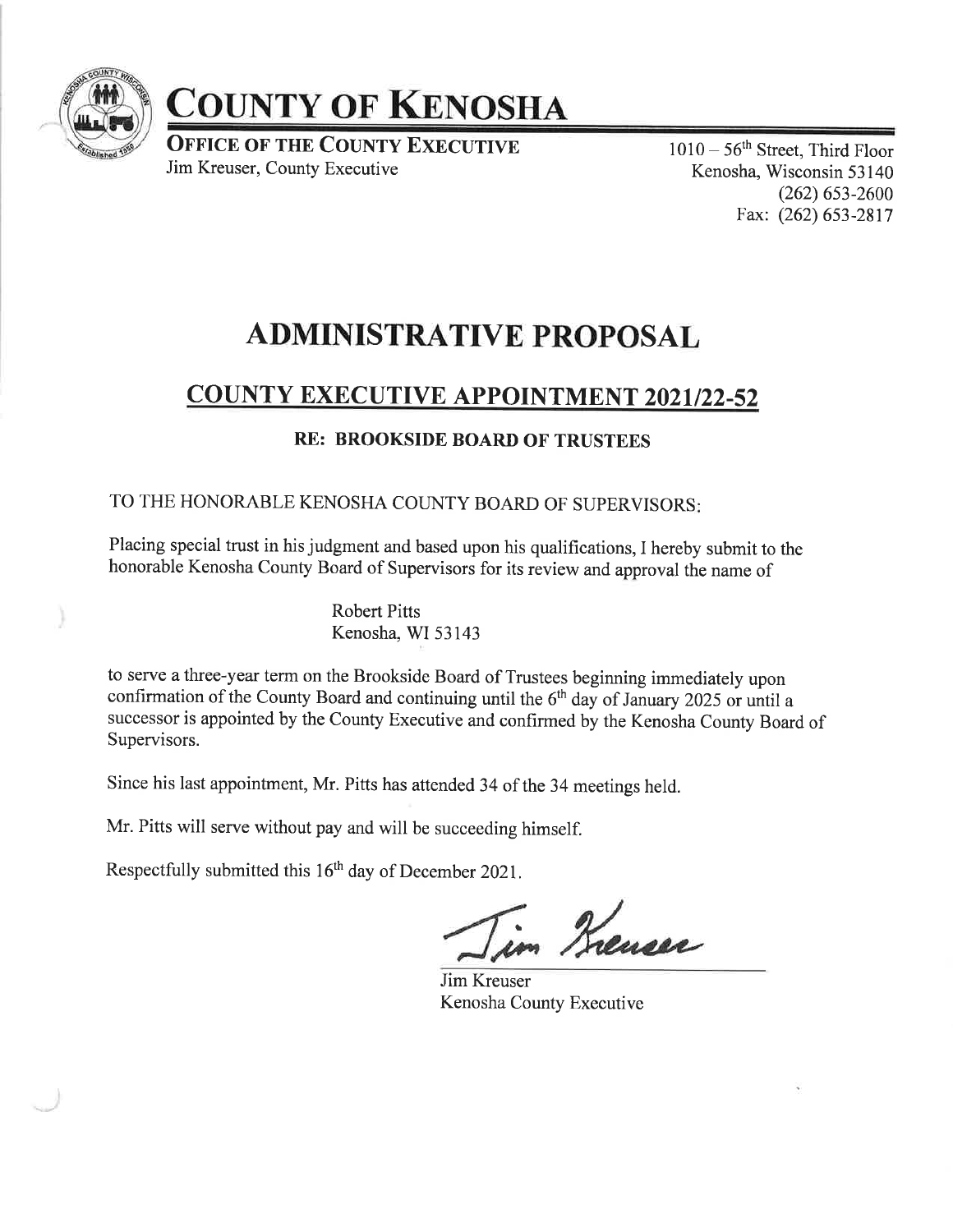# COUNTY OF KENOSHA

**OFFICE OF THE COUNTY EXECUTIVE**
Jim Kreuser, County Executive

1010 – 56th Street, Third Floor
Kenosha, Wisconsin 53140
(262) 653-2600
Fax: (262) 653-2817

# ADMINISTRATIVE PROPOSAL

## COUNTY EXECUTIVE APPOINTMENT 2021/22-52

### RE: BROOKSIDE BOARD OF TRUSTEES

TO THE HONORABLE KENOSHA COUNTY BOARD OF SUPERVISORS:

Placing special trust in his judgment and based upon his qualifications, I hereby submit to the honorable Kenosha County Board of Supervisors for its review and approval the name of

Robert Pitts
Kenosha, WI 53143

to serve a three-year term on the Brookside Board of Trustees beginning immediately upon confirmation of the County Board and continuing until the 6th day of January 2025 or until a successor is appointed by the County Executive and confirmed by the Kenosha County Board of Supervisors.

Since his last appointment, Mr. Pitts has attended 34 of the 34 meetings held.

Mr. Pitts will serve without pay and will be succeeding himself.

Respectfully submitted this 16th day of December 2021.

Jim Kreuser
Kenosha County Executive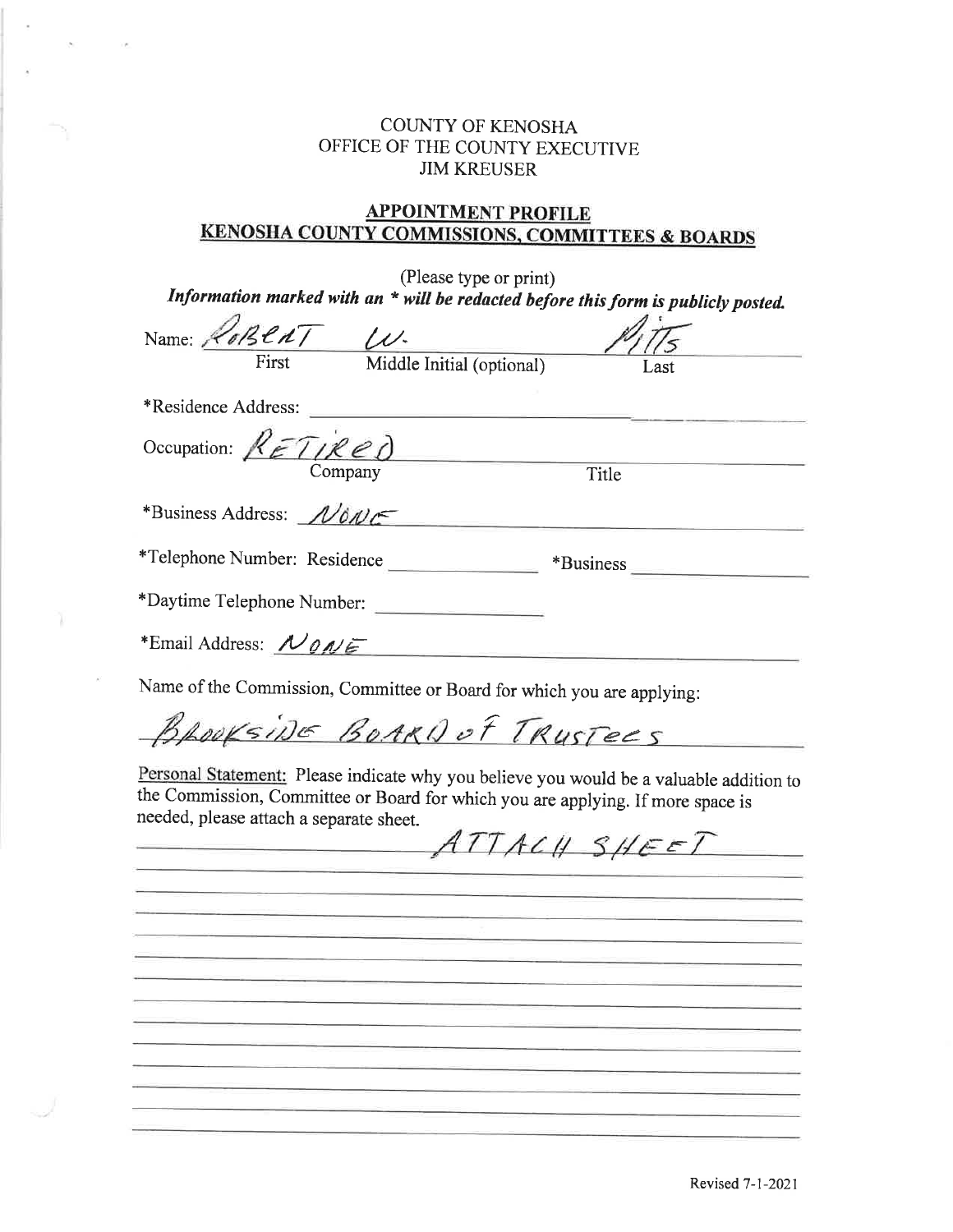COUNTY OF KENOSHA
OFFICE OF THE COUNTY EXECUTIVE
JIM KREUSER

## APPOINTMENT PROFILE
## KENOSHA COUNTY COMMISSIONS, COMMITTEES & BOARDS

(Please type or print)

***Information marked with an * will be redacted before this form is publicly posted.***

Name: ROBERT W. PITTS
First | Middle Initial (optional) | Last

*Residence Address: 

Occupation: RETIRED
Company | Title

*Business Address: NONE

*Telephone Number: Residence ______________ *Business ______________

*Daytime Telephone Number: ______________

*Email Address: NONE

Name of the Commission, Committee or Board for which you are applying:

BROOKSIDE BOARD OF TRUSTEES

Personal Statement: Please indicate why you believe you would be a valuable addition to the Commission, Committee or Board for which you are applying. If more space is needed, please attach a separate sheet.

ATTACH SHEET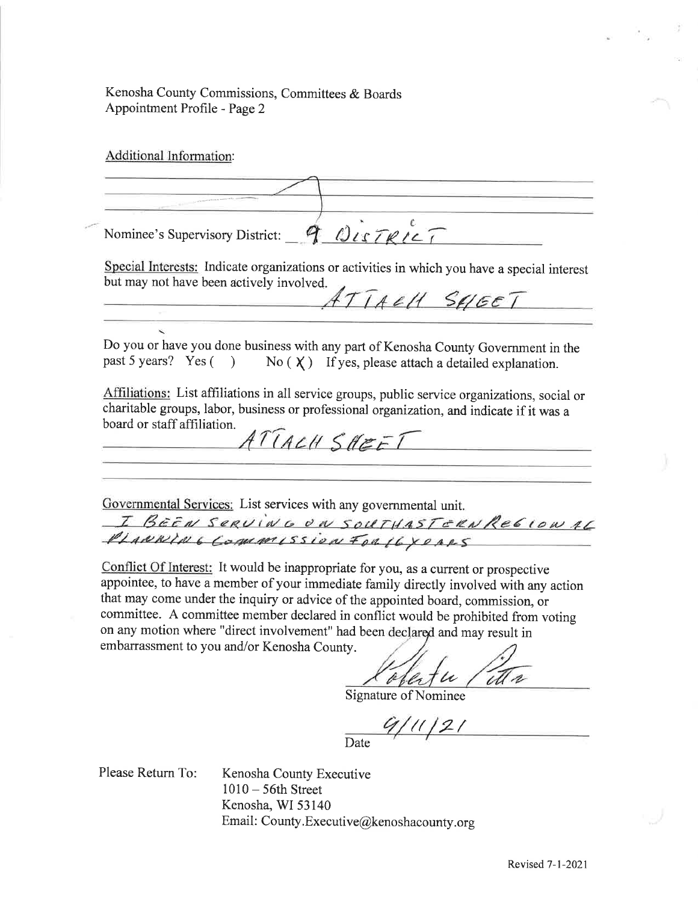Kenosha County Commissions, Committees & Boards
Appointment Profile - Page 2

Additional Information:

Nominee's Supervisory District: 9 DISTRICT

Special Interests: Indicate organizations or activities in which you have a special interest but may not have been actively involved.

ATTACH SHEET

Do you or have you done business with any part of Kenosha County Government in the past 5 years? Yes ( ) No ( X ) If yes, please attach a detailed explanation.

Affiliations: List affiliations in all service groups, public service organizations, social or charitable groups, labor, business or professional organization, and indicate if it was a board or staff affiliation.

ATTACH SHEET

Governmental Services: List services with any governmental unit.

I BEEN SERVING ON SOUTHEASTERN REGIONAL PLANNING COMMISSION FOR 16 YEARS

Conflict Of Interest: It would be inappropriate for you, as a current or prospective appointee, to have a member of your immediate family directly involved with any action that may come under the inquiry or advice of the appointed board, commission, or committee. A committee member declared in conflict would be prohibited from voting on any motion where "direct involvement" had been declared and may result in embarrassment to you and/or Kenosha County.

Signature of Nominee

9/11/21
Date

Please Return To: Kenosha County Executive
1010 – 56th Street
Kenosha, WI 53140
Email: County.Executive@kenoshacounty.org

Revised 7-1-2021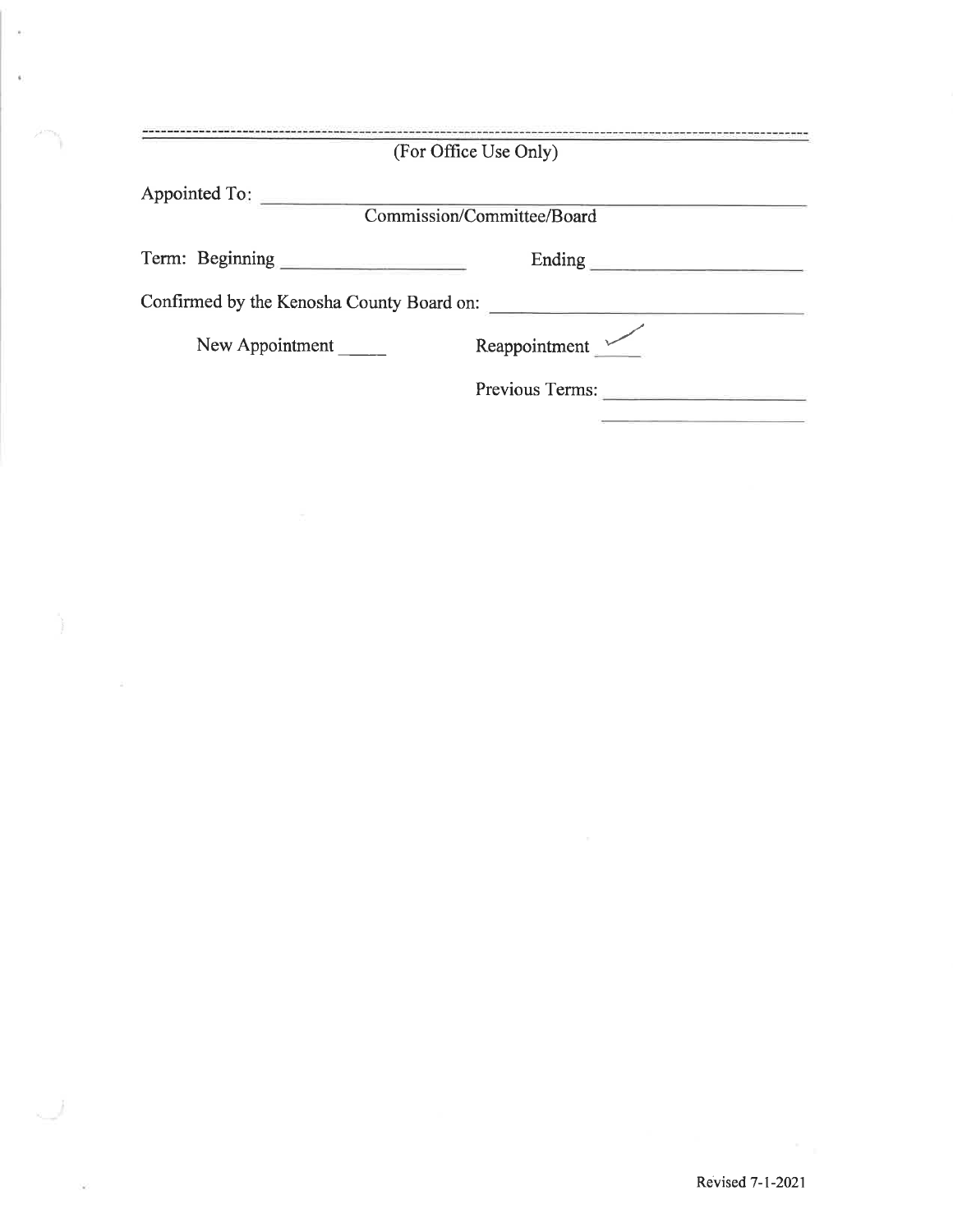---

(For Office Use Only)

Appointed To: ______________________________________________
Commission/Committee/Board

Term: Beginning ____________________ Ending ____________________

Confirmed by the Kenosha County Board on: ____________________

New Appointment _____ Reappointment ✓

Previous Terms: ____________________
____________________

Revised 7-1-2021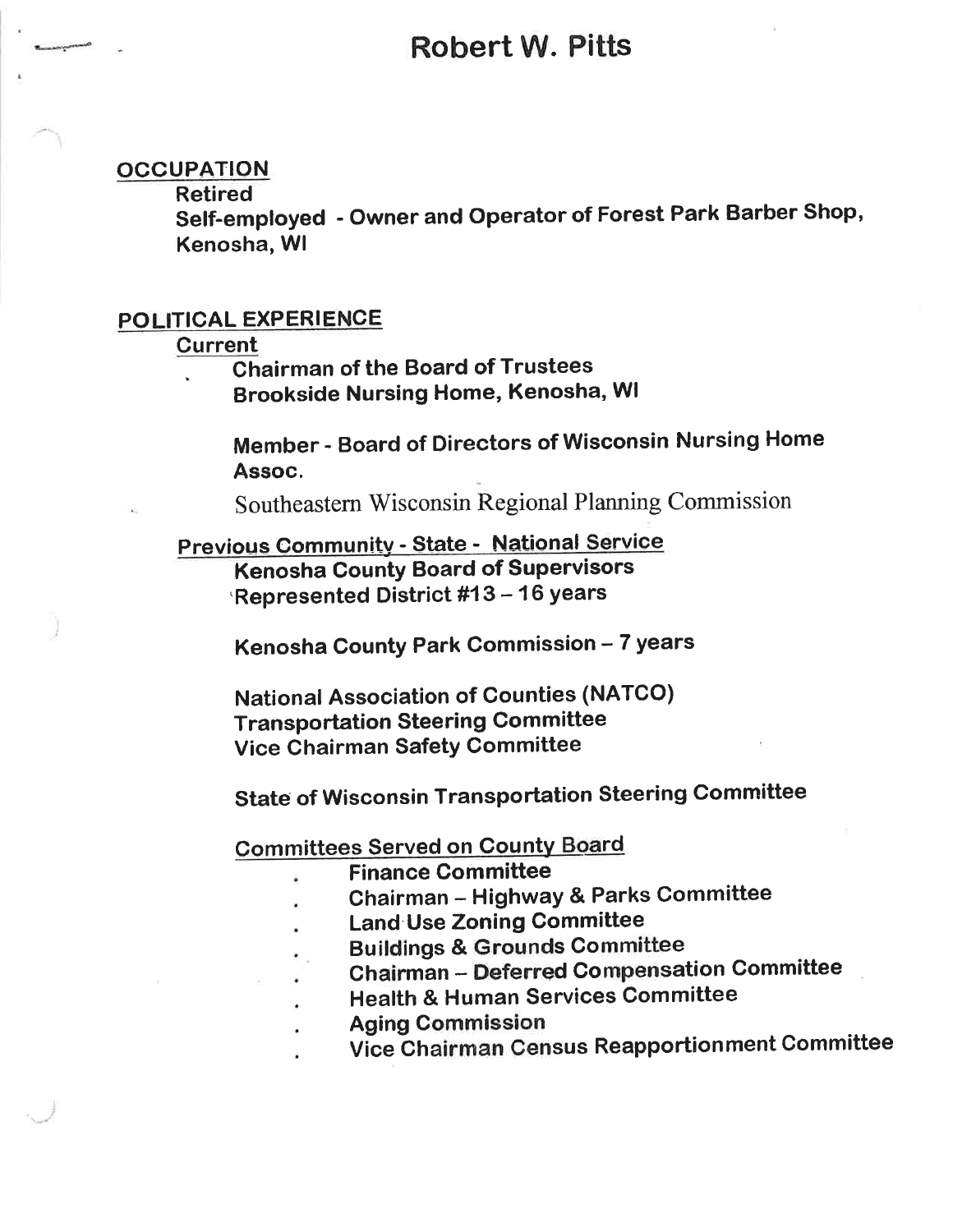# Robert W. Pitts

## OCCUPATION

**Retired**

**Self-employed - Owner and Operator of Forest Park Barber Shop, Kenosha, WI**

## POLITICAL EXPERIENCE

### Current

- **Chairman of the Board of Trustees**
  **Brookside Nursing Home, Kenosha, WI**

**Member - Board of Directors of Wisconsin Nursing Home Assoc.**

Southeastern Wisconsin Regional Planning Commission

### Previous Community - State - National Service

**Kenosha County Board of Supervisors**
**Represented District #13 – 16 years**

**Kenosha County Park Commission – 7 years**

**National Association of Counties (NATCO)**
**Transportation Steering Committee**
**Vice Chairman Safety Committee**

**State of Wisconsin Transportation Steering Committee**

### Committees Served on County Board

- **Finance Committee**
- **Chairman – Highway & Parks Committee**
- **Land Use Zoning Committee**
- **Buildings & Grounds Committee**
- **Chairman – Deferred Compensation Committee**
- **Health & Human Services Committee**
- **Aging Commission**
- **Vice Chairman Census Reapportionment Committee**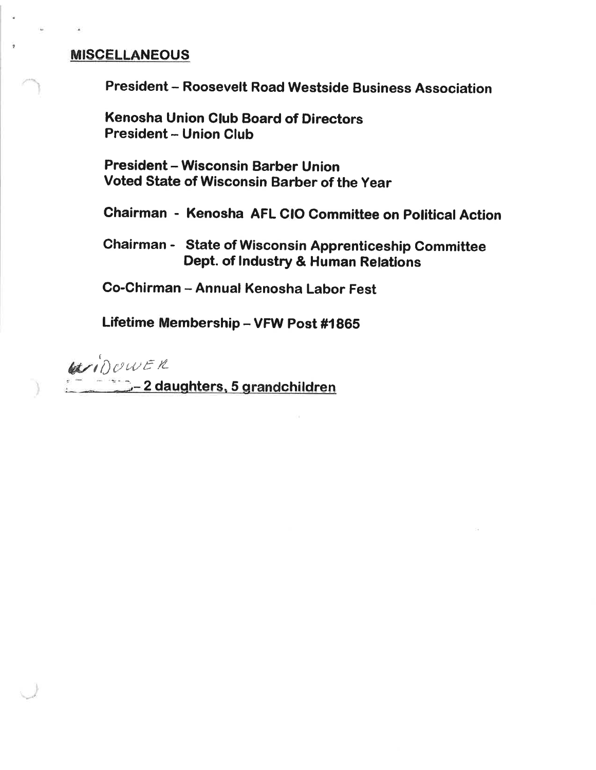## MISCELLANEOUS

President – Roosevelt Road Westside Business Association

Kenosha Union Club Board of Directors
President – Union Club

President – Wisconsin Barber Union
Voted State of Wisconsin Barber of the Year

Chairman - Kenosha AFL CIO Committee on Political Action

Chairman - State of Wisconsin Apprenticeship Committee
Dept. of Industry & Human Relations

Co-Chirman – Annual Kenosha Labor Fest

Lifetime Membership – VFW Post #1865

WIDOWER
– 2 daughters, 5 grandchildren